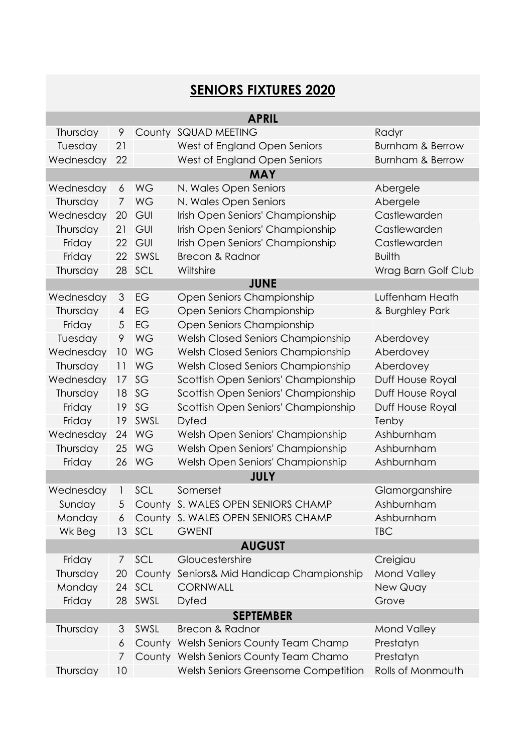## SENIORS FIXTURES 2020

| | | | | |
|---|---|---|---|---|
| **APRIL** | | | | |
| Thursday | 9 | County | SQUAD MEETING | Radyr |
| Tuesday | 21 | | West of England Open Seniors | Burnham & Berrow |
| Wednesday | 22 | | West of England Open Seniors | Burnham & Berrow |
| **MAY** | | | | |
| Wednesday | 6 | WG | N. Wales Open Seniors | Abergele |
| Thursday | 7 | WG | N. Wales Open Seniors | Abergele |
| Wednesday | 20 | GUI | Irish Open Seniors' Championship | Castlewarden |
| Thursday | 21 | GUI | Irish Open Seniors' Championship | Castlewarden |
| Friday | 22 | GUI | Irish Open Seniors' Championship | Castlewarden |
| Friday | 22 | SWSL | Brecon & Radnor | Builth |
| Thursday | 28 | SCL | Wiltshire | Wrag Barn Golf Club |
| **JUNE** | | | | |
| Wednesday | 3 | EG | Open Seniors Championship | Luffenham Heath |
| Thursday | 4 | EG | Open Seniors Championship | & Burghley Park |
| Friday | 5 | EG | Open Seniors Championship | |
| Tuesday | 9 | WG | Welsh Closed Seniors Championship | Aberdovey |
| Wednesday | 10 | WG | Welsh Closed Seniors Championship | Aberdovey |
| Thursday | 11 | WG | Welsh Closed Seniors Championship | Aberdovey |
| Wednesday | 17 | SG | Scottish Open Seniors' Championship | Duff House Royal |
| Thursday | 18 | SG | Scottish Open Seniors' Championship | Duff House Royal |
| Friday | 19 | SG | Scottish Open Seniors' Championship | Duff House Royal |
| Friday | 19 | SWSL | Dyfed | Tenby |
| Wednesday | 24 | WG | Welsh Open Seniors' Championship | Ashburnham |
| Thursday | 25 | WG | Welsh Open Seniors' Championship | Ashburnham |
| Friday | 26 | WG | Welsh Open Seniors' Championship | Ashburnham |
| **JULY** | | | | |
| Wednesday | 1 | SCL | Somerset | Glamorganshire |
| Sunday | 5 | County | S. WALES OPEN SENIORS CHAMP | Ashburnham |
| Monday | 6 | County | S. WALES OPEN SENIORS CHAMP | Ashburnham |
| Wk Beg | 13 | SCL | GWENT | TBC |
| **AUGUST** | | | | |
| Friday | 7 | SCL | Gloucestershire | Creigiau |
| Thursday | 20 | County | Seniors& Mid Handicap Championship | Mond Valley |
| Monday | 24 | SCL | CORNWALL | New Quay |
| Friday | 28 | SWSL | Dyfed | Grove |
| **SEPTEMBER** | | | | |
| Thursday | 3 | SWSL | Brecon & Radnor | Mond Valley |
| | 6 | County | Welsh Seniors County Team Champ | Prestatyn |
| | 7 | County | Welsh Seniors County Team Chamo | Prestatyn |
| Thursday | 10 | | Welsh Seniors Greensome Competition | Rolls of Monmouth |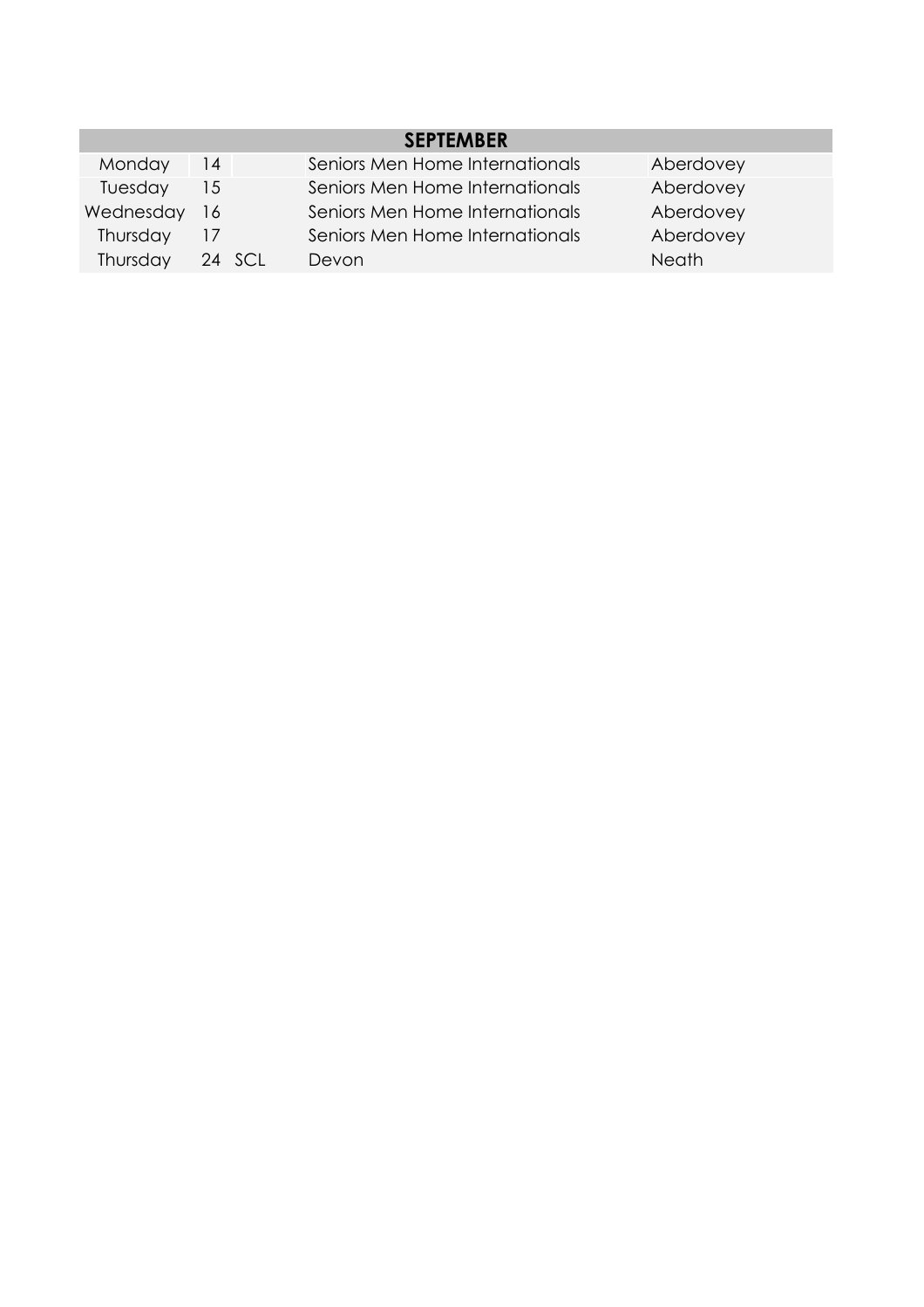| SEPTEMBER | | | | |
|---|---|---|---|---|
| Monday | 14 | | Seniors Men Home Internationals | Aberdovey |
| Tuesday | 15 | | Seniors Men Home Internationals | Aberdovey |
| Wednesday | 16 | | Seniors Men Home Internationals | Aberdovey |
| Thursday | 17 | | Seniors Men Home Internationals | Aberdovey |
| Thursday | 24 | SCL | Devon | Neath |